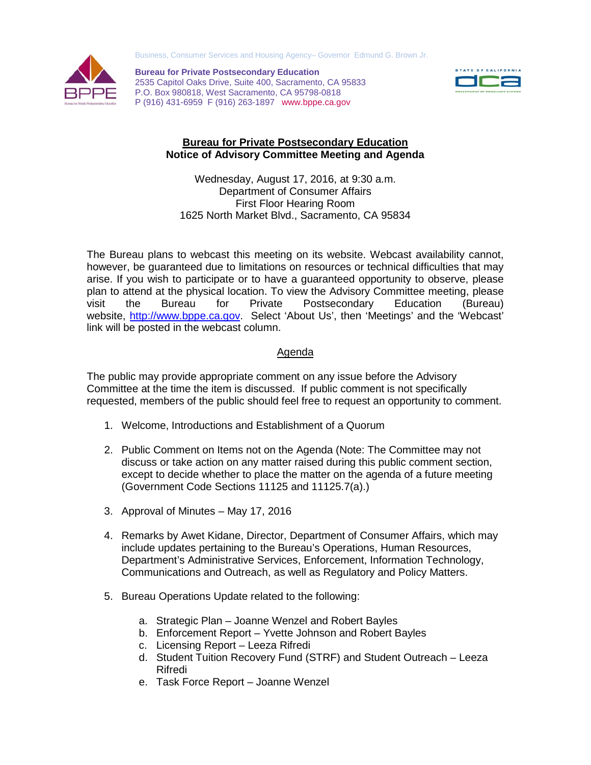Business, Consumer Services and Housing Agency– Governor Edmund G. Brown Jr.

**Bureau for Private Postsecondary Education**
2535 Capitol Oaks Drive, Suite 400, Sacramento, CA 95833
P.O. Box 980818, West Sacramento, CA 95798-0818
P (916) 431-6959 F (916) 263-1897 www.bppe.ca.gov

# Bureau for Private Postsecondary Education
## Notice of Advisory Committee Meeting and Agenda

Wednesday, August 17, 2016, at 9:30 a.m.
Department of Consumer Affairs
First Floor Hearing Room
1625 North Market Blvd., Sacramento, CA 95834

The Bureau plans to webcast this meeting on its website. Webcast availability cannot, however, be guaranteed due to limitations on resources or technical difficulties that may arise. If you wish to participate or to have a guaranteed opportunity to observe, please plan to attend at the physical location. To view the Advisory Committee meeting, please visit the Bureau for Private Postsecondary Education (Bureau) website, http://www.bppe.ca.gov. Select 'About Us', then 'Meetings' and the 'Webcast' link will be posted in the webcast column.

## Agenda

The public may provide appropriate comment on any issue before the Advisory Committee at the time the item is discussed. If public comment is not specifically requested, members of the public should feel free to request an opportunity to comment.

1. Welcome, Introductions and Establishment of a Quorum

2. Public Comment on Items not on the Agenda (Note: The Committee may not discuss or take action on any matter raised during this public comment section, except to decide whether to place the matter on the agenda of a future meeting (Government Code Sections 11125 and 11125.7(a).)

3. Approval of Minutes – May 17, 2016

4. Remarks by Awet Kidane, Director, Department of Consumer Affairs, which may include updates pertaining to the Bureau's Operations, Human Resources, Department's Administrative Services, Enforcement, Information Technology, Communications and Outreach, as well as Regulatory and Policy Matters.

5. Bureau Operations Update related to the following:

    a. Strategic Plan – Joanne Wenzel and Robert Bayles
    b. Enforcement Report – Yvette Johnson and Robert Bayles
    c. Licensing Report – Leeza Rifredi
    d. Student Tuition Recovery Fund (STRF) and Student Outreach – Leeza Rifredi
    e. Task Force Report – Joanne Wenzel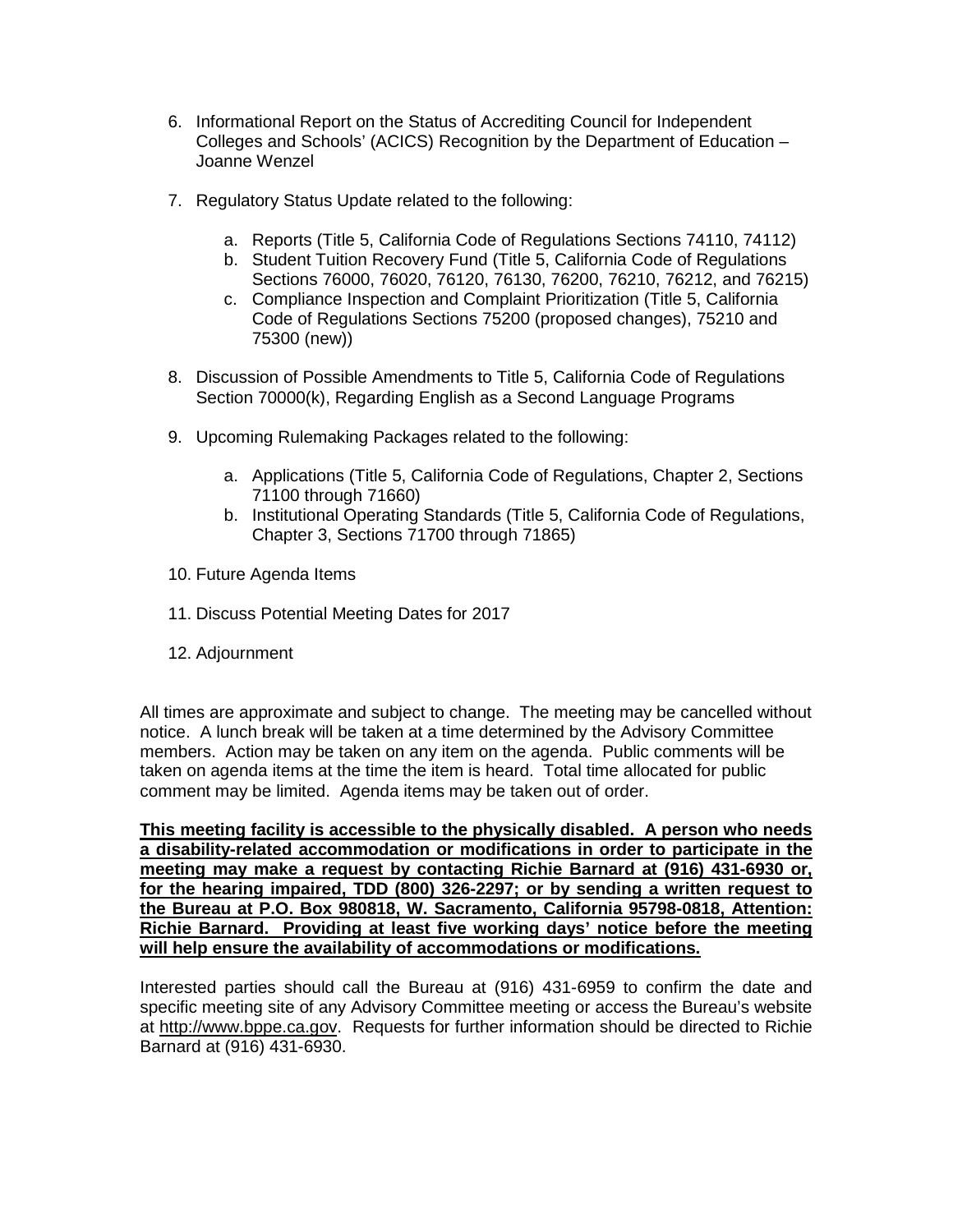6. Informational Report on the Status of Accrediting Council for Independent Colleges and Schools' (ACICS) Recognition by the Department of Education – Joanne Wenzel

7. Regulatory Status Update related to the following:

   a. Reports (Title 5, California Code of Regulations Sections 74110, 74112)
   b. Student Tuition Recovery Fund (Title 5, California Code of Regulations Sections 76000, 76020, 76120, 76130, 76200, 76210, 76212, and 76215)
   c. Compliance Inspection and Complaint Prioritization (Title 5, California Code of Regulations Sections 75200 (proposed changes), 75210 and 75300 (new))

8. Discussion of Possible Amendments to Title 5, California Code of Regulations Section 70000(k), Regarding English as a Second Language Programs

9. Upcoming Rulemaking Packages related to the following:

   a. Applications (Title 5, California Code of Regulations, Chapter 2, Sections 71100 through 71660)
   b. Institutional Operating Standards (Title 5, California Code of Regulations, Chapter 3, Sections 71700 through 71865)

10. Future Agenda Items

11. Discuss Potential Meeting Dates for 2017

12. Adjournment

All times are approximate and subject to change. The meeting may be cancelled without notice. A lunch break will be taken at a time determined by the Advisory Committee members. Action may be taken on any item on the agenda. Public comments will be taken on agenda items at the time the item is heard. Total time allocated for public comment may be limited. Agenda items may be taken out of order.

**This meeting facility is accessible to the physically disabled. A person who needs a disability-related accommodation or modifications in order to participate in the meeting may make a request by contacting Richie Barnard at (916) 431-6930 or, for the hearing impaired, TDD (800) 326-2297; or by sending a written request to the Bureau at P.O. Box 980818, W. Sacramento, California 95798-0818, Attention: Richie Barnard. Providing at least five working days' notice before the meeting will help ensure the availability of accommodations or modifications.**

Interested parties should call the Bureau at (916) 431-6959 to confirm the date and specific meeting site of any Advisory Committee meeting or access the Bureau's website at http://www.bppe.ca.gov. Requests for further information should be directed to Richie Barnard at (916) 431-6930.